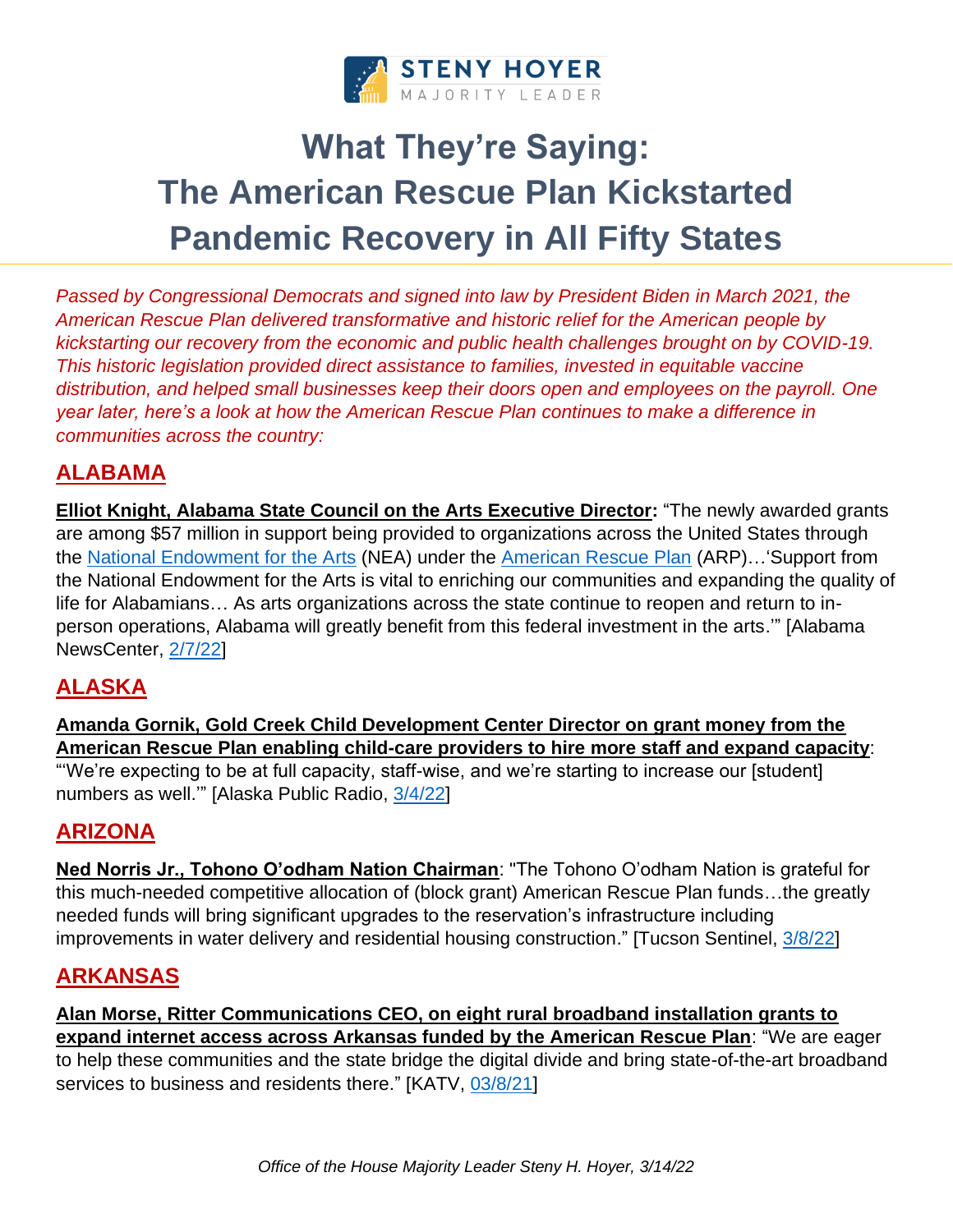STENY HOYER
MAJORITY LEADER

# What They're Saying: The American Rescue Plan Kickstarted Pandemic Recovery in All Fifty States

*Passed by Congressional Democrats and signed into law by President Biden in March 2021, the American Rescue Plan delivered transformative and historic relief for the American people by kickstarting our recovery from the economic and public health challenges brought on by COVID-19. This historic legislation provided direct assistance to families, invested in equitable vaccine distribution, and helped small businesses keep their doors open and employees on the payroll. One year later, here's a look at how the American Rescue Plan continues to make a difference in communities across the country:*

## ALABAMA

**Elliot Knight, Alabama State Council on the Arts Executive Director:** "The newly awarded grants are among $57 million in support being provided to organizations across the United States through the National Endowment for the Arts (NEA) under the American Rescue Plan (ARP)…'Support from the National Endowment for the Arts is vital to enriching our communities and expanding the quality of life for Alabamians… As arts organizations across the state continue to reopen and return to in-person operations, Alabama will greatly benefit from this federal investment in the arts.'" [Alabama NewsCenter, 2/7/22]

## ALASKA

**Amanda Gornik, Gold Creek Child Development Center Director on grant money from the American Rescue Plan enabling child-care providers to hire more staff and expand capacity**: "'We're expecting to be at full capacity, staff-wise, and we're starting to increase our [student] numbers as well.'" [Alaska Public Radio, 3/4/22]

## ARIZONA

**Ned Norris Jr., Tohono O'odham Nation Chairman**: "The Tohono O'odham Nation is grateful for this much-needed competitive allocation of (block grant) American Rescue Plan funds…the greatly needed funds will bring significant upgrades to the reservation's infrastructure including improvements in water delivery and residential housing construction." [Tucson Sentinel, 3/8/22]

## ARKANSAS

**Alan Morse, Ritter Communications CEO, on eight rural broadband installation grants to expand internet access across Arkansas funded by the American Rescue Plan**: "We are eager to help these communities and the state bridge the digital divide and bring state-of-the-art broadband services to business and residents there." [KATV, 03/8/21]

*Office of the House Majority Leader Steny H. Hoyer, 3/14/22*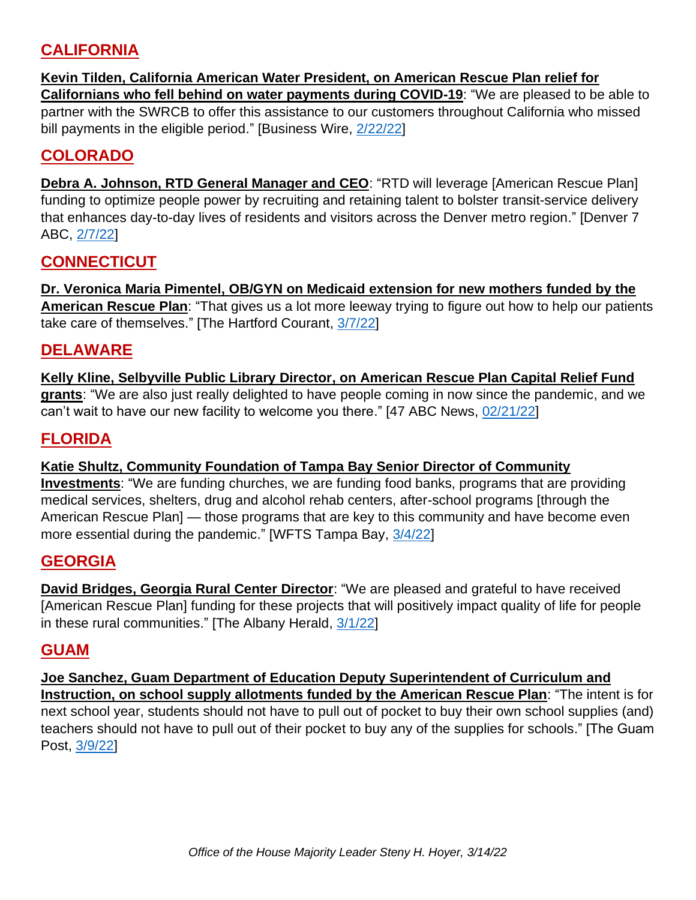## CALIFORNIA

**Kevin Tilden, California American Water President, on American Rescue Plan relief for Californians who fell behind on water payments during COVID-19**: "We are pleased to be able to partner with the SWRCB to offer this assistance to our customers throughout California who missed bill payments in the eligible period." [Business Wire, 2/22/22]

## COLORADO

**Debra A. Johnson, RTD General Manager and CEO**: "RTD will leverage [American Rescue Plan] funding to optimize people power by recruiting and retaining talent to bolster transit-service delivery that enhances day-to-day lives of residents and visitors across the Denver metro region." [Denver 7 ABC, 2/7/22]

## CONNECTICUT

**Dr. Veronica Maria Pimentel, OB/GYN on Medicaid extension for new mothers funded by the American Rescue Plan**: "That gives us a lot more leeway trying to figure out how to help our patients take care of themselves." [The Hartford Courant, 3/7/22]

## DELAWARE

**Kelly Kline, Selbyville Public Library Director, on American Rescue Plan Capital Relief Fund grants**: "We are also just really delighted to have people coming in now since the pandemic, and we can't wait to have our new facility to welcome you there." [47 ABC News, 02/21/22]

## FLORIDA

**Katie Shultz, Community Foundation of Tampa Bay Senior Director of Community Investments**: "We are funding churches, we are funding food banks, programs that are providing medical services, shelters, drug and alcohol rehab centers, after-school programs [through the American Rescue Plan] — those programs that are key to this community and have become even more essential during the pandemic." [WFTS Tampa Bay, 3/4/22]

## GEORGIA

**David Bridges, Georgia Rural Center Director**: "We are pleased and grateful to have received [American Rescue Plan] funding for these projects that will positively impact quality of life for people in these rural communities." [The Albany Herald, 3/1/22]

## GUAM

**Joe Sanchez, Guam Department of Education Deputy Superintendent of Curriculum and Instruction, on school supply allotments funded by the American Rescue Plan**: "The intent is for next school year, students should not have to pull out of pocket to buy their own school supplies (and) teachers should not have to pull out of their pocket to buy any of the supplies for schools." [The Guam Post, 3/9/22]

*Office of the House Majority Leader Steny H. Hoyer, 3/14/22*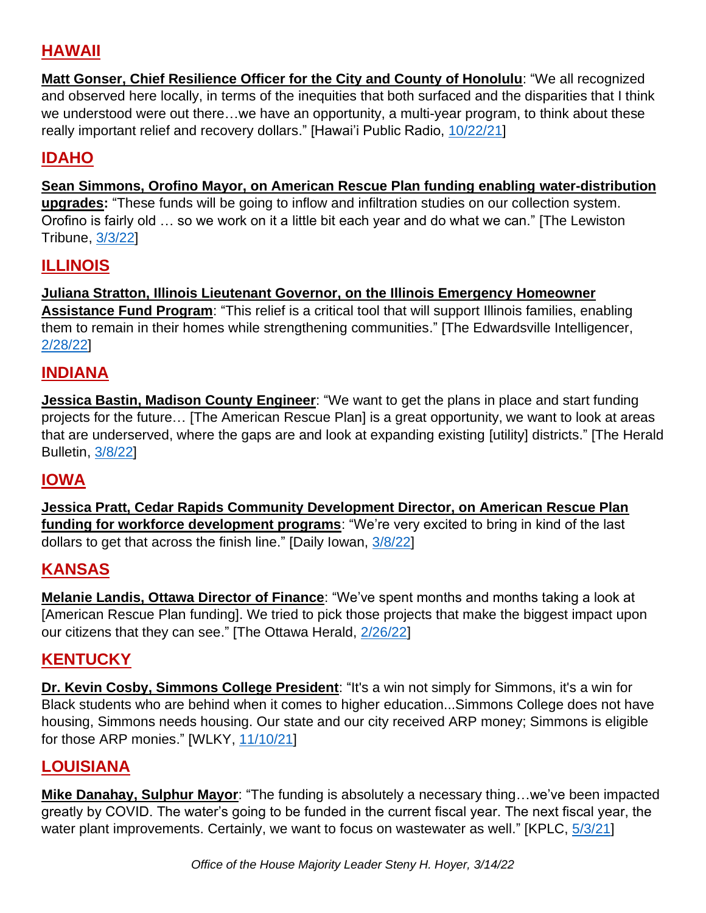## HAWAII

**Matt Gonser, Chief Resilience Officer for the City and County of Honolulu**: "We all recognized and observed here locally, in terms of the inequities that both surfaced and the disparities that I think we understood were out there…we have an opportunity, a multi-year program, to think about these really important relief and recovery dollars." [Hawai'i Public Radio, 10/22/21]

## IDAHO

**Sean Simmons, Orofino Mayor, on American Rescue Plan funding enabling water-distribution upgrades:** "These funds will be going to inflow and infiltration studies on our collection system. Orofino is fairly old … so we work on it a little bit each year and do what we can." [The Lewiston Tribune, 3/3/22]

## ILLINOIS

**Juliana Stratton, Illinois Lieutenant Governor, on the Illinois Emergency Homeowner Assistance Fund Program**: "This relief is a critical tool that will support Illinois families, enabling them to remain in their homes while strengthening communities." [The Edwardsville Intelligencer, 2/28/22]

## INDIANA

**Jessica Bastin, Madison County Engineer**: "We want to get the plans in place and start funding projects for the future… [The American Rescue Plan] is a great opportunity, we want to look at areas that are underserved, where the gaps are and look at expanding existing [utility] districts." [The Herald Bulletin, 3/8/22]

## IOWA

**Jessica Pratt, Cedar Rapids Community Development Director, on American Rescue Plan funding for workforce development programs**: "We're very excited to bring in kind of the last dollars to get that across the finish line." [Daily Iowan, 3/8/22]

## KANSAS

**Melanie Landis, Ottawa Director of Finance**: "We've spent months and months taking a look at [American Rescue Plan funding]. We tried to pick those projects that make the biggest impact upon our citizens that they can see." [The Ottawa Herald, 2/26/22]

## KENTUCKY

**Dr. Kevin Cosby, Simmons College President**: "It's a win not simply for Simmons, it's a win for Black students who are behind when it comes to higher education...Simmons College does not have housing, Simmons needs housing. Our state and our city received ARP money; Simmons is eligible for those ARP monies." [WLKY, 11/10/21]

## LOUISIANA

**Mike Danahay, Sulphur Mayor**: "The funding is absolutely a necessary thing…we've been impacted greatly by COVID. The water's going to be funded in the current fiscal year. The next fiscal year, the water plant improvements. Certainly, we want to focus on wastewater as well." [KPLC, 5/3/21]

*Office of the House Majority Leader Steny H. Hoyer, 3/14/22*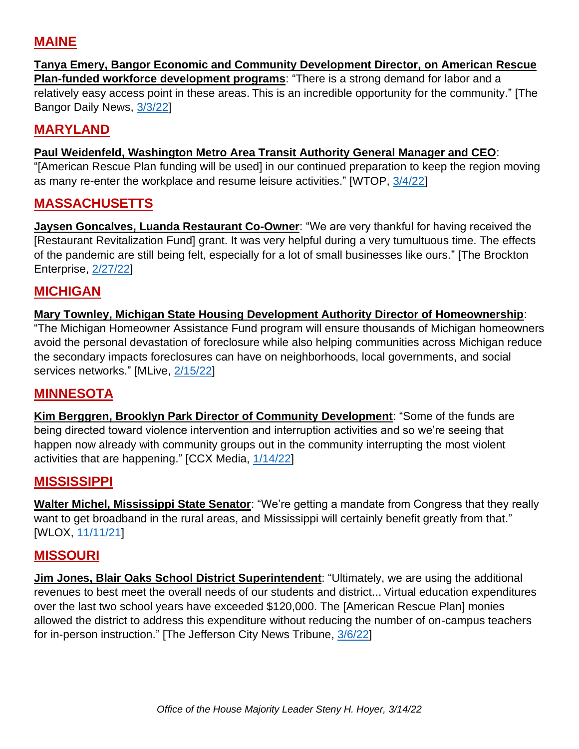## MAINE

**Tanya Emery, Bangor Economic and Community Development Director, on American Rescue Plan-funded workforce development programs**: "There is a strong demand for labor and a relatively easy access point in these areas. This is an incredible opportunity for the community." [The Bangor Daily News, 3/3/22]

## MARYLAND

**Paul Weidenfeld, Washington Metro Area Transit Authority General Manager and CEO**: "[American Rescue Plan funding will be used] in our continued preparation to keep the region moving as many re-enter the workplace and resume leisure activities." [WTOP, 3/4/22]

## MASSACHUSETTS

**Jaysen Goncalves, Luanda Restaurant Co-Owner**: "We are very thankful for having received the [Restaurant Revitalization Fund] grant. It was very helpful during a very tumultuous time. The effects of the pandemic are still being felt, especially for a lot of small businesses like ours." [The Brockton Enterprise, 2/27/22]

## MICHIGAN

**Mary Townley, Michigan State Housing Development Authority Director of Homeownership**: "The Michigan Homeowner Assistance Fund program will ensure thousands of Michigan homeowners avoid the personal devastation of foreclosure while also helping communities across Michigan reduce the secondary impacts foreclosures can have on neighborhoods, local governments, and social services networks." [MLive, 2/15/22]

## MINNESOTA

**Kim Berggren, Brooklyn Park Director of Community Development**: "Some of the funds are being directed toward violence intervention and interruption activities and so we're seeing that happen now already with community groups out in the community interrupting the most violent activities that are happening." [CCX Media, 1/14/22]

## MISSISSIPPI

**Walter Michel, Mississippi State Senator**: "We're getting a mandate from Congress that they really want to get broadband in the rural areas, and Mississippi will certainly benefit greatly from that." [WLOX, 11/11/21]

## MISSOURI

**Jim Jones, Blair Oaks School District Superintendent**: "Ultimately, we are using the additional revenues to best meet the overall needs of our students and district... Virtual education expenditures over the last two school years have exceeded $120,000. The [American Rescue Plan] monies allowed the district to address this expenditure without reducing the number of on-campus teachers for in-person instruction." [The Jefferson City News Tribune, 3/6/22]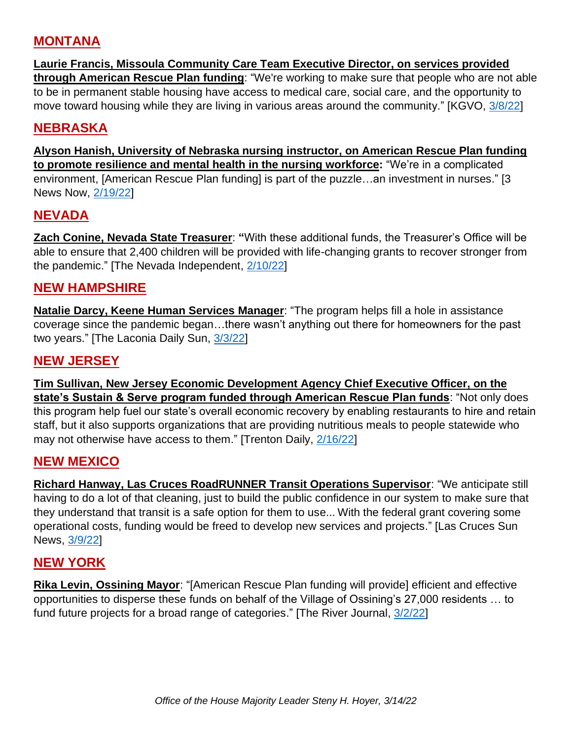## MONTANA

**Laurie Francis, Missoula Community Care Team Executive Director, on services provided through American Rescue Plan funding**: "We're working to make sure that people who are not able to be in permanent stable housing have access to medical care, social care, and the opportunity to move toward housing while they are living in various areas around the community." [KGVO, 3/8/22]

## NEBRASKA

**Alyson Hanish, University of Nebraska nursing instructor, on American Rescue Plan funding to promote resilience and mental health in the nursing workforce:** "We're in a complicated environment, [American Rescue Plan funding] is part of the puzzle…an investment in nurses." [3 News Now, 2/19/22]

## NEVADA

**Zach Conine, Nevada State Treasurer**: **"**With these additional funds, the Treasurer's Office will be able to ensure that 2,400 children will be provided with life-changing grants to recover stronger from the pandemic." [The Nevada Independent, 2/10/22]

## NEW HAMPSHIRE

**Natalie Darcy, Keene Human Services Manager**: "The program helps fill a hole in assistance coverage since the pandemic began…there wasn't anything out there for homeowners for the past two years." [The Laconia Daily Sun, 3/3/22]

## NEW JERSEY

**Tim Sullivan, New Jersey Economic Development Agency Chief Executive Officer, on the state's Sustain & Serve program funded through American Rescue Plan funds**: "Not only does this program help fuel our state's overall economic recovery by enabling restaurants to hire and retain staff, but it also supports organizations that are providing nutritious meals to people statewide who may not otherwise have access to them." [Trenton Daily, 2/16/22]

## NEW MEXICO

**Richard Hanway, Las Cruces RoadRUNNER Transit Operations Supervisor**: "We anticipate still having to do a lot of that cleaning, just to build the public confidence in our system to make sure that they understand that transit is a safe option for them to use... With the federal grant covering some operational costs, funding would be freed to develop new services and projects." [Las Cruces Sun News, 3/9/22]

## NEW YORK

**Rika Levin, Ossining Mayor**: "[American Rescue Plan funding will provide] efficient and effective opportunities to disperse these funds on behalf of the Village of Ossining's 27,000 residents … to fund future projects for a broad range of categories." [The River Journal, 3/2/22]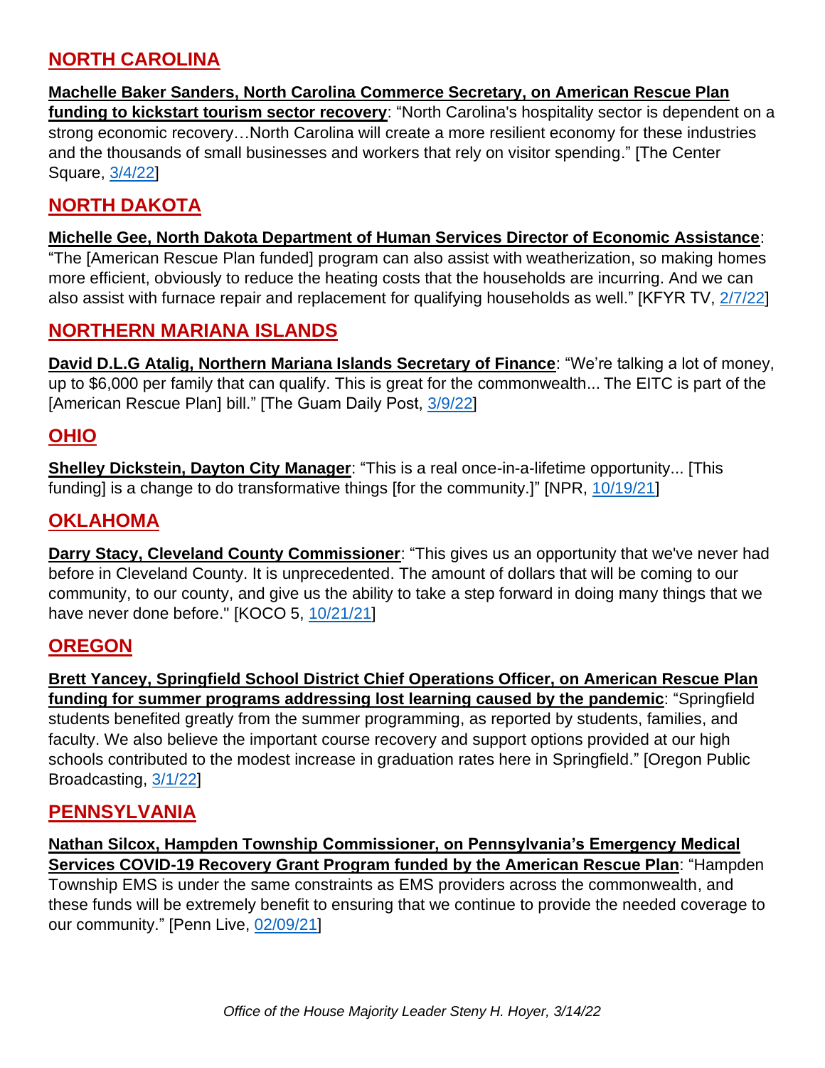## NORTH CAROLINA

**Machelle Baker Sanders, North Carolina Commerce Secretary, on American Rescue Plan funding to kickstart tourism sector recovery**: "North Carolina's hospitality sector is dependent on a strong economic recovery…North Carolina will create a more resilient economy for these industries and the thousands of small businesses and workers that rely on visitor spending." [The Center Square, 3/4/22]

## NORTH DAKOTA

**Michelle Gee, North Dakota Department of Human Services Director of Economic Assistance**: "The [American Rescue Plan funded] program can also assist with weatherization, so making homes more efficient, obviously to reduce the heating costs that the households are incurring. And we can also assist with furnace repair and replacement for qualifying households as well." [KFYR TV, 2/7/22]

## NORTHERN MARIANA ISLANDS

**David D.L.G Atalig, Northern Mariana Islands Secretary of Finance**: "We're talking a lot of money, up to $6,000 per family that can qualify. This is great for the commonwealth... The EITC is part of the [American Rescue Plan] bill." [The Guam Daily Post, 3/9/22]

## OHIO

**Shelley Dickstein, Dayton City Manager**: "This is a real once-in-a-lifetime opportunity... [This funding] is a change to do transformative things [for the community.]" [NPR, 10/19/21]

## OKLAHOMA

**Darry Stacy, Cleveland County Commissioner**: "This gives us an opportunity that we've never had before in Cleveland County. It is unprecedented. The amount of dollars that will be coming to our community, to our county, and give us the ability to take a step forward in doing many things that we have never done before." [KOCO 5, 10/21/21]

## OREGON

**Brett Yancey, Springfield School District Chief Operations Officer, on American Rescue Plan funding for summer programs addressing lost learning caused by the pandemic**: "Springfield students benefited greatly from the summer programming, as reported by students, families, and faculty. We also believe the important course recovery and support options provided at our high schools contributed to the modest increase in graduation rates here in Springfield." [Oregon Public Broadcasting, 3/1/22]

## PENNSYLVANIA

**Nathan Silcox, Hampden Township Commissioner, on Pennsylvania's Emergency Medical Services COVID-19 Recovery Grant Program funded by the American Rescue Plan**: "Hampden Township EMS is under the same constraints as EMS providers across the commonwealth, and these funds will be extremely benefit to ensuring that we continue to provide the needed coverage to our community." [Penn Live, 02/09/21]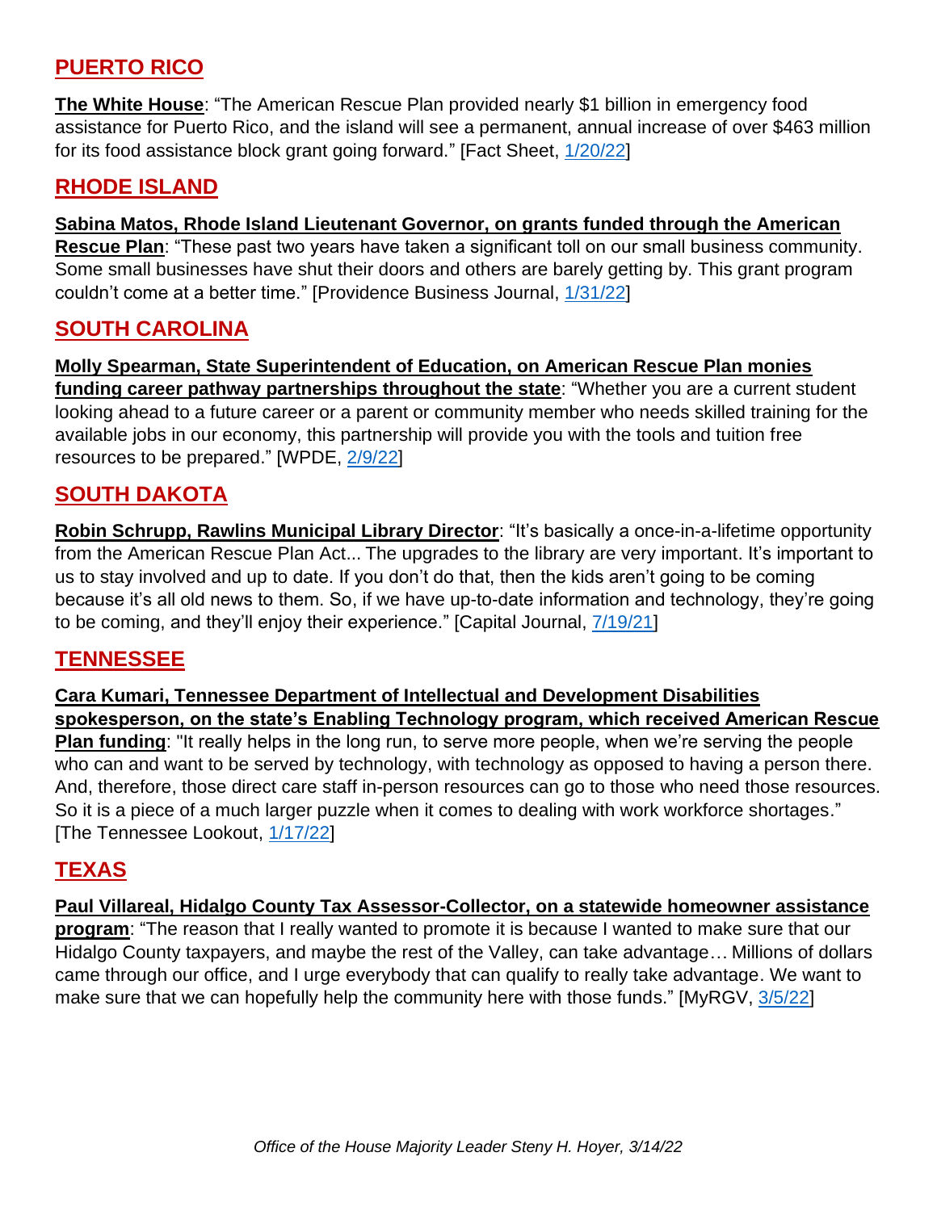## PUERTO RICO

**The White House**: "The American Rescue Plan provided nearly $1 billion in emergency food assistance for Puerto Rico, and the island will see a permanent, annual increase of over $463 million for its food assistance block grant going forward." [Fact Sheet, 1/20/22]

## RHODE ISLAND

**Sabina Matos, Rhode Island Lieutenant Governor, on grants funded through the American Rescue Plan**: "These past two years have taken a significant toll on our small business community. Some small businesses have shut their doors and others are barely getting by. This grant program couldn't come at a better time." [Providence Business Journal, 1/31/22]

## SOUTH CAROLINA

**Molly Spearman, State Superintendent of Education, on American Rescue Plan monies funding career pathway partnerships throughout the state**: "Whether you are a current student looking ahead to a future career or a parent or community member who needs skilled training for the available jobs in our economy, this partnership will provide you with the tools and tuition free resources to be prepared." [WPDE, 2/9/22]

## SOUTH DAKOTA

**Robin Schrupp, Rawlins Municipal Library Director**: "It's basically a once-in-a-lifetime opportunity from the American Rescue Plan Act... The upgrades to the library are very important. It's important to us to stay involved and up to date. If you don't do that, then the kids aren't going to be coming because it's all old news to them. So, if we have up-to-date information and technology, they're going to be coming, and they'll enjoy their experience." [Capital Journal, 7/19/21]

## TENNESSEE

**Cara Kumari, Tennessee Department of Intellectual and Development Disabilities spokesperson, on the state's Enabling Technology program, which received American Rescue Plan funding**: "It really helps in the long run, to serve more people, when we're serving the people who can and want to be served by technology, with technology as opposed to having a person there. And, therefore, those direct care staff in-person resources can go to those who need those resources. So it is a piece of a much larger puzzle when it comes to dealing with work workforce shortages." [The Tennessee Lookout, 1/17/22]

## TEXAS

**Paul Villareal, Hidalgo County Tax Assessor-Collector, on a statewide homeowner assistance program**: "The reason that I really wanted to promote it is because I wanted to make sure that our Hidalgo County taxpayers, and maybe the rest of the Valley, can take advantage… Millions of dollars came through our office, and I urge everybody that can qualify to really take advantage. We want to make sure that we can hopefully help the community here with those funds." [MyRGV, 3/5/22]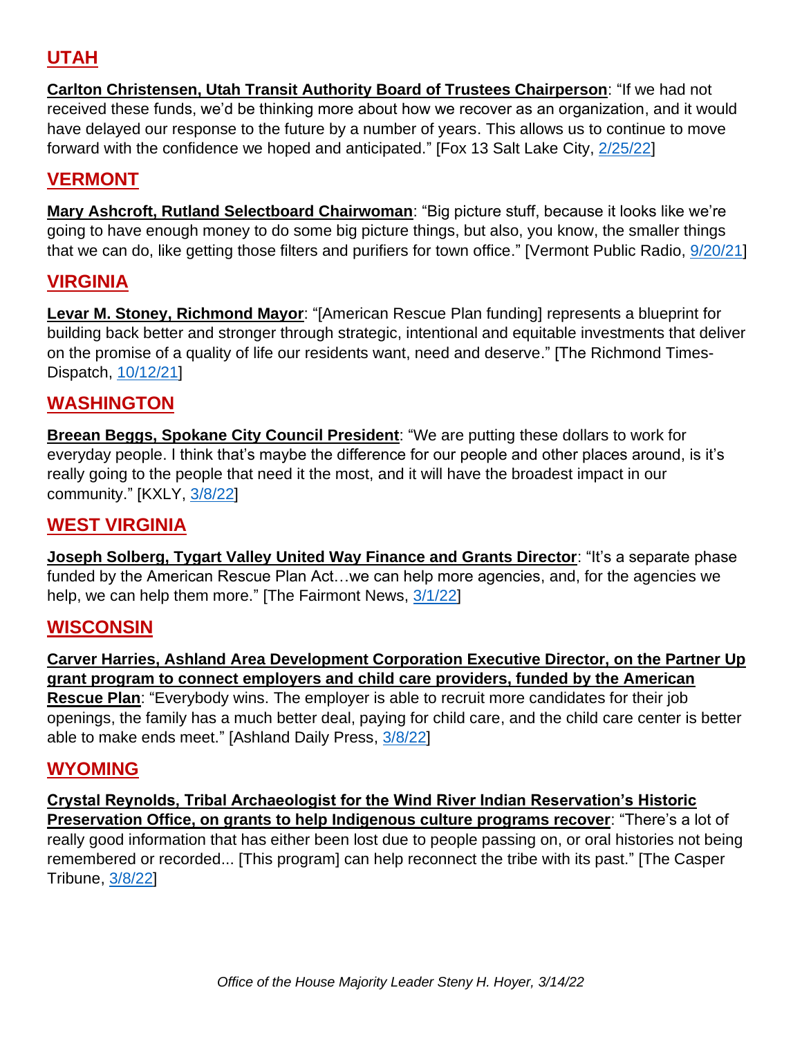## UTAH

**Carlton Christensen, Utah Transit Authority Board of Trustees Chairperson**: "If we had not received these funds, we'd be thinking more about how we recover as an organization, and it would have delayed our response to the future by a number of years. This allows us to continue to move forward with the confidence we hoped and anticipated." [Fox 13 Salt Lake City, 2/25/22]

## VERMONT

**Mary Ashcroft, Rutland Selectboard Chairwoman**: "Big picture stuff, because it looks like we're going to have enough money to do some big picture things, but also, you know, the smaller things that we can do, like getting those filters and purifiers for town office." [Vermont Public Radio, 9/20/21]

## VIRGINIA

**Levar M. Stoney, Richmond Mayor**: "[American Rescue Plan funding] represents a blueprint for building back better and stronger through strategic, intentional and equitable investments that deliver on the promise of a quality of life our residents want, need and deserve." [The Richmond Times-Dispatch, 10/12/21]

## WASHINGTON

**Breean Beggs, Spokane City Council President**: "We are putting these dollars to work for everyday people. I think that's maybe the difference for our people and other places around, is it's really going to the people that need it the most, and it will have the broadest impact in our community." [KXLY, 3/8/22]

## WEST VIRGINIA

**Joseph Solberg, Tygart Valley United Way Finance and Grants Director**: "It's a separate phase funded by the American Rescue Plan Act…we can help more agencies, and, for the agencies we help, we can help them more." [The Fairmont News, 3/1/22]

## WISCONSIN

**Carver Harries, Ashland Area Development Corporation Executive Director, on the Partner Up grant program to connect employers and child care providers, funded by the American Rescue Plan**: "Everybody wins. The employer is able to recruit more candidates for their job openings, the family has a much better deal, paying for child care, and the child care center is better able to make ends meet." [Ashland Daily Press, 3/8/22]

## WYOMING

**Crystal Reynolds, Tribal Archaeologist for the Wind River Indian Reservation's Historic Preservation Office, on grants to help Indigenous culture programs recover**: "There's a lot of really good information that has either been lost due to people passing on, or oral histories not being remembered or recorded... [This program] can help reconnect the tribe with its past." [The Casper Tribune, 3/8/22]

*Office of the House Majority Leader Steny H. Hoyer, 3/14/22*